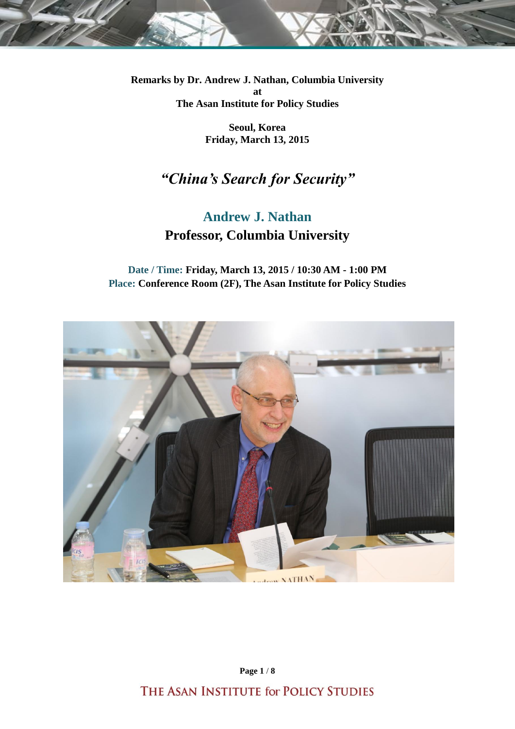**Remarks by Dr. Andrew J. Nathan, Columbia University**
**at**
**The Asan Institute for Policy Studies**

**Seoul, Korea**
**Friday, March 13, 2015**

# *"China's Search for Security"*

## Andrew J. Nathan

## Professor, Columbia University

**Date / Time: Friday, March 13, 2015 / 10:30 AM - 1:00 PM**
**Place: Conference Room (2F), The Asan Institute for Policy Studies**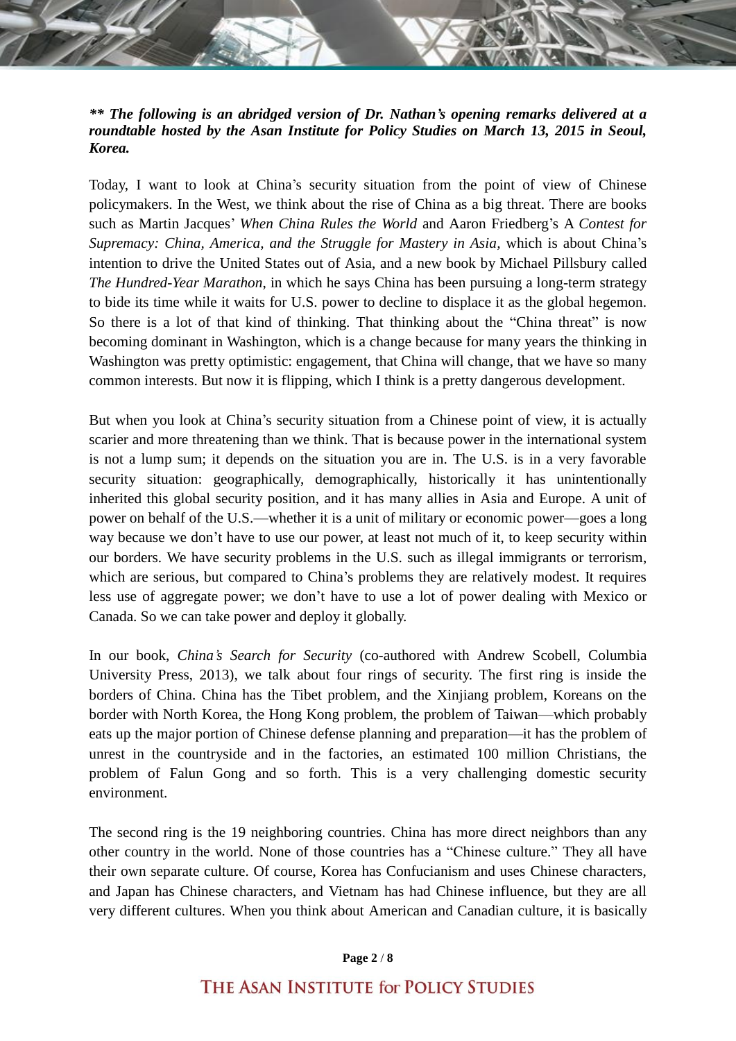***\*\* The following is an abridged version of Dr. Nathan's opening remarks delivered at a roundtable hosted by the Asan Institute for Policy Studies on March 13, 2015 in Seoul, Korea.***

Today, I want to look at China's security situation from the point of view of Chinese policymakers. In the West, we think about the rise of China as a big threat. There are books such as Martin Jacques' *When China Rules the World* and Aaron Friedberg's A *Contest for Supremacy: China, America, and the Struggle for Mastery in Asia*, which is about China's intention to drive the United States out of Asia, and a new book by Michael Pillsbury called *The Hundred-Year Marathon*, in which he says China has been pursuing a long-term strategy to bide its time while it waits for U.S. power to decline to displace it as the global hegemon. So there is a lot of that kind of thinking. That thinking about the "China threat" is now becoming dominant in Washington, which is a change because for many years the thinking in Washington was pretty optimistic: engagement, that China will change, that we have so many common interests. But now it is flipping, which I think is a pretty dangerous development.

But when you look at China's security situation from a Chinese point of view, it is actually scarier and more threatening than we think. That is because power in the international system is not a lump sum; it depends on the situation you are in. The U.S. is in a very favorable security situation: geographically, demographically, historically it has unintentionally inherited this global security position, and it has many allies in Asia and Europe. A unit of power on behalf of the U.S.—whether it is a unit of military or economic power—goes a long way because we don't have to use our power, at least not much of it, to keep security within our borders. We have security problems in the U.S. such as illegal immigrants or terrorism, which are serious, but compared to China's problems they are relatively modest. It requires less use of aggregate power; we don't have to use a lot of power dealing with Mexico or Canada. So we can take power and deploy it globally.

In our book, *China's Search for Security* (co-authored with Andrew Scobell, Columbia University Press, 2013), we talk about four rings of security. The first ring is inside the borders of China. China has the Tibet problem, and the Xinjiang problem, Koreans on the border with North Korea, the Hong Kong problem, the problem of Taiwan—which probably eats up the major portion of Chinese defense planning and preparation—it has the problem of unrest in the countryside and in the factories, an estimated 100 million Christians, the problem of Falun Gong and so forth. This is a very challenging domestic security environment.

The second ring is the 19 neighboring countries. China has more direct neighbors than any other country in the world. None of those countries has a "Chinese culture." They all have their own separate culture. Of course, Korea has Confucianism and uses Chinese characters, and Japan has Chinese characters, and Vietnam has had Chinese influence, but they are all very different cultures. When you think about American and Canadian culture, it is basically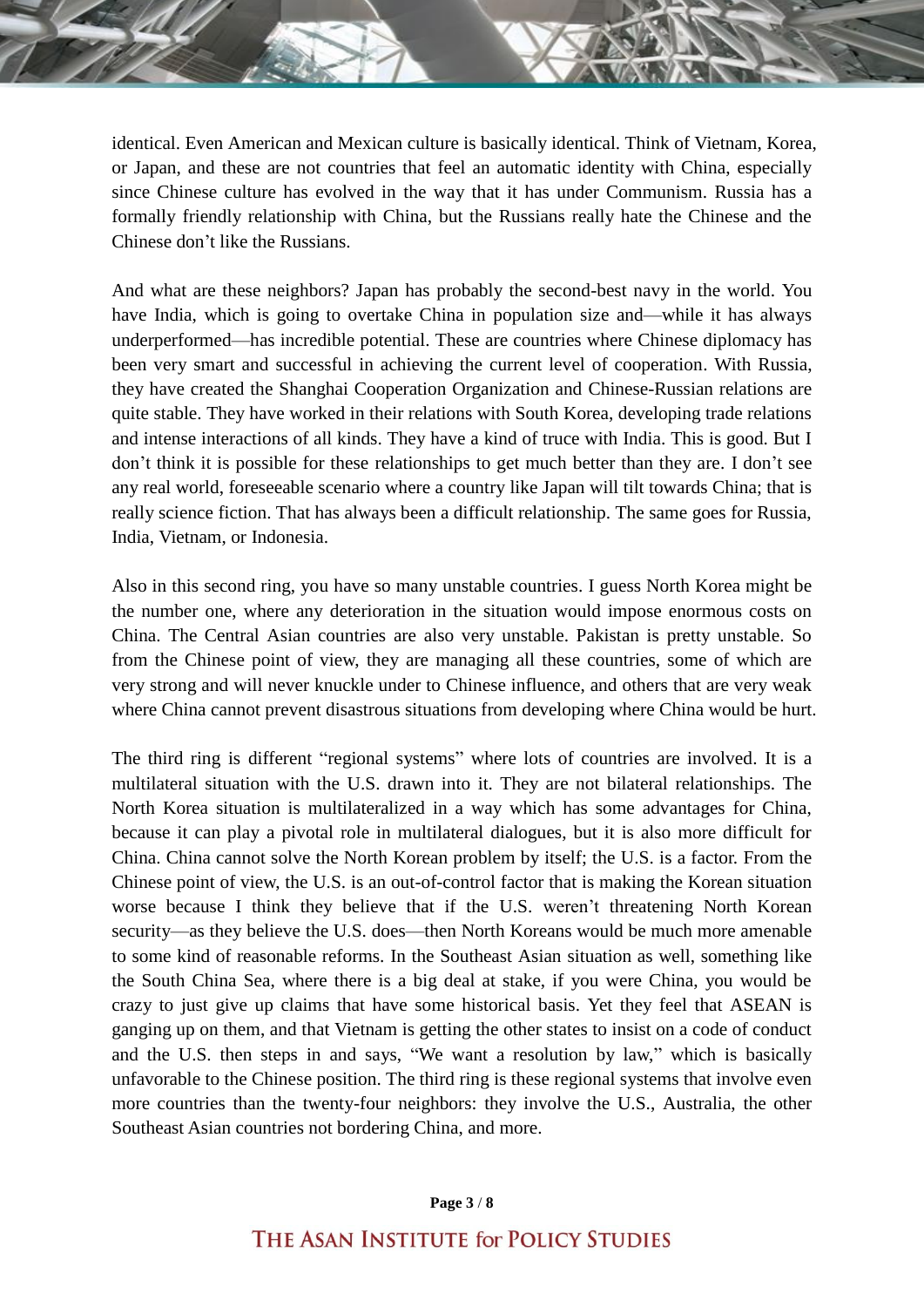identical. Even American and Mexican culture is basically identical. Think of Vietnam, Korea, or Japan, and these are not countries that feel an automatic identity with China, especially since Chinese culture has evolved in the way that it has under Communism. Russia has a formally friendly relationship with China, but the Russians really hate the Chinese and the Chinese don't like the Russians.

And what are these neighbors? Japan has probably the second-best navy in the world. You have India, which is going to overtake China in population size and—while it has always underperformed—has incredible potential. These are countries where Chinese diplomacy has been very smart and successful in achieving the current level of cooperation. With Russia, they have created the Shanghai Cooperation Organization and Chinese-Russian relations are quite stable. They have worked in their relations with South Korea, developing trade relations and intense interactions of all kinds. They have a kind of truce with India. This is good. But I don't think it is possible for these relationships to get much better than they are. I don't see any real world, foreseeable scenario where a country like Japan will tilt towards China; that is really science fiction. That has always been a difficult relationship. The same goes for Russia, India, Vietnam, or Indonesia.

Also in this second ring, you have so many unstable countries. I guess North Korea might be the number one, where any deterioration in the situation would impose enormous costs on China. The Central Asian countries are also very unstable. Pakistan is pretty unstable. So from the Chinese point of view, they are managing all these countries, some of which are very strong and will never knuckle under to Chinese influence, and others that are very weak where China cannot prevent disastrous situations from developing where China would be hurt.

The third ring is different "regional systems" where lots of countries are involved. It is a multilateral situation with the U.S. drawn into it. They are not bilateral relationships. The North Korea situation is multilateralized in a way which has some advantages for China, because it can play a pivotal role in multilateral dialogues, but it is also more difficult for China. China cannot solve the North Korean problem by itself; the U.S. is a factor. From the Chinese point of view, the U.S. is an out-of-control factor that is making the Korean situation worse because I think they believe that if the U.S. weren't threatening North Korean security—as they believe the U.S. does—then North Koreans would be much more amenable to some kind of reasonable reforms. In the Southeast Asian situation as well, something like the South China Sea, where there is a big deal at stake, if you were China, you would be crazy to just give up claims that have some historical basis. Yet they feel that ASEAN is ganging up on them, and that Vietnam is getting the other states to insist on a code of conduct and the U.S. then steps in and says, "We want a resolution by law," which is basically unfavorable to the Chinese position. The third ring is these regional systems that involve even more countries than the twenty-four neighbors: they involve the U.S., Australia, the other Southeast Asian countries not bordering China, and more.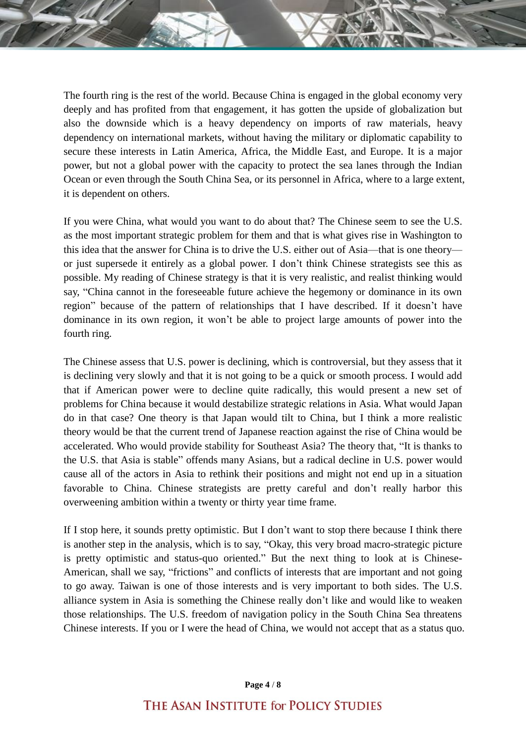The fourth ring is the rest of the world. Because China is engaged in the global economy very deeply and has profited from that engagement, it has gotten the upside of globalization but also the downside which is a heavy dependency on imports of raw materials, heavy dependency on international markets, without having the military or diplomatic capability to secure these interests in Latin America, Africa, the Middle East, and Europe. It is a major power, but not a global power with the capacity to protect the sea lanes through the Indian Ocean or even through the South China Sea, or its personnel in Africa, where to a large extent, it is dependent on others.

If you were China, what would you want to do about that? The Chinese seem to see the U.S. as the most important strategic problem for them and that is what gives rise in Washington to this idea that the answer for China is to drive the U.S. either out of Asia—that is one theory—or just supersede it entirely as a global power. I don't think Chinese strategists see this as possible. My reading of Chinese strategy is that it is very realistic, and realist thinking would say, "China cannot in the foreseeable future achieve the hegemony or dominance in its own region" because of the pattern of relationships that I have described. If it doesn't have dominance in its own region, it won't be able to project large amounts of power into the fourth ring.

The Chinese assess that U.S. power is declining, which is controversial, but they assess that it is declining very slowly and that it is not going to be a quick or smooth process. I would add that if American power were to decline quite radically, this would present a new set of problems for China because it would destabilize strategic relations in Asia. What would Japan do in that case? One theory is that Japan would tilt to China, but I think a more realistic theory would be that the current trend of Japanese reaction against the rise of China would be accelerated. Who would provide stability for Southeast Asia? The theory that, "It is thanks to the U.S. that Asia is stable" offends many Asians, but a radical decline in U.S. power would cause all of the actors in Asia to rethink their positions and might not end up in a situation favorable to China. Chinese strategists are pretty careful and don't really harbor this overweening ambition within a twenty or thirty year time frame.

If I stop here, it sounds pretty optimistic. But I don't want to stop there because I think there is another step in the analysis, which is to say, "Okay, this very broad macro-strategic picture is pretty optimistic and status-quo oriented." But the next thing to look at is Chinese-American, shall we say, "frictions" and conflicts of interests that are important and not going to go away. Taiwan is one of those interests and is very important to both sides. The U.S. alliance system in Asia is something the Chinese really don't like and would like to weaken those relationships. The U.S. freedom of navigation policy in the South China Sea threatens Chinese interests. If you or I were the head of China, we would not accept that as a status quo.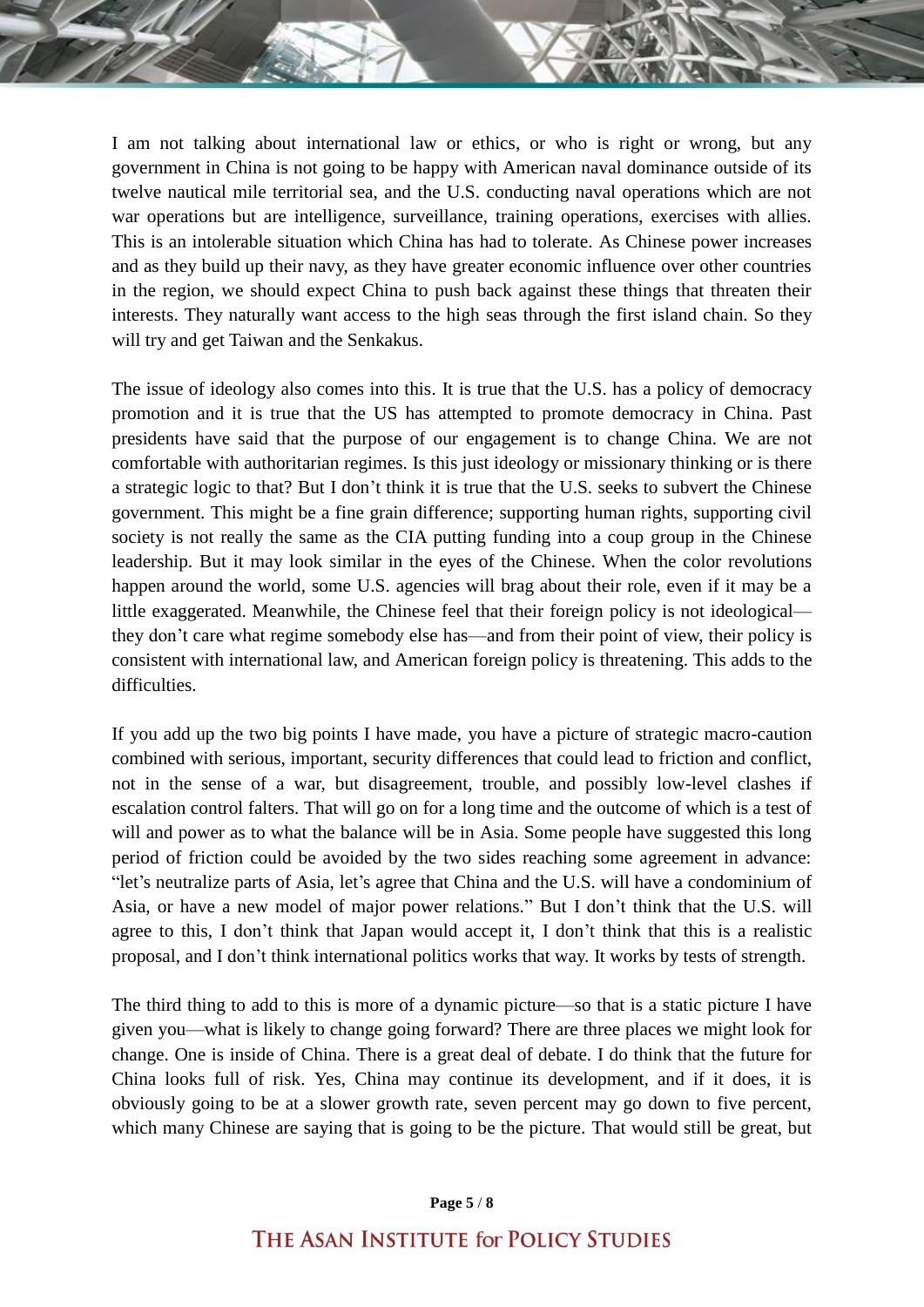I am not talking about international law or ethics, or who is right or wrong, but any government in China is not going to be happy with American naval dominance outside of its twelve nautical mile territorial sea, and the U.S. conducting naval operations which are not war operations but are intelligence, surveillance, training operations, exercises with allies. This is an intolerable situation which China has had to tolerate. As Chinese power increases and as they build up their navy, as they have greater economic influence over other countries in the region, we should expect China to push back against these things that threaten their interests. They naturally want access to the high seas through the first island chain. So they will try and get Taiwan and the Senkakus.

The issue of ideology also comes into this. It is true that the U.S. has a policy of democracy promotion and it is true that the US has attempted to promote democracy in China. Past presidents have said that the purpose of our engagement is to change China. We are not comfortable with authoritarian regimes. Is this just ideology or missionary thinking or is there a strategic logic to that? But I don't think it is true that the U.S. seeks to subvert the Chinese government. This might be a fine grain difference; supporting human rights, supporting civil society is not really the same as the CIA putting funding into a coup group in the Chinese leadership. But it may look similar in the eyes of the Chinese. When the color revolutions happen around the world, some U.S. agencies will brag about their role, even if it may be a little exaggerated. Meanwhile, the Chinese feel that their foreign policy is not ideological—they don't care what regime somebody else has—and from their point of view, their policy is consistent with international law, and American foreign policy is threatening. This adds to the difficulties.

If you add up the two big points I have made, you have a picture of strategic macro-caution combined with serious, important, security differences that could lead to friction and conflict, not in the sense of a war, but disagreement, trouble, and possibly low-level clashes if escalation control falters. That will go on for a long time and the outcome of which is a test of will and power as to what the balance will be in Asia. Some people have suggested this long period of friction could be avoided by the two sides reaching some agreement in advance: "let's neutralize parts of Asia, let's agree that China and the U.S. will have a condominium of Asia, or have a new model of major power relations." But I don't think that the U.S. will agree to this, I don't think that Japan would accept it, I don't think that this is a realistic proposal, and I don't think international politics works that way. It works by tests of strength.

The third thing to add to this is more of a dynamic picture—so that is a static picture I have given you—what is likely to change going forward? There are three places we might look for change. One is inside of China. There is a great deal of debate. I do think that the future for China looks full of risk. Yes, China may continue its development, and if it does, it is obviously going to be at a slower growth rate, seven percent may go down to five percent, which many Chinese are saying that is going to be the picture. That would still be great, but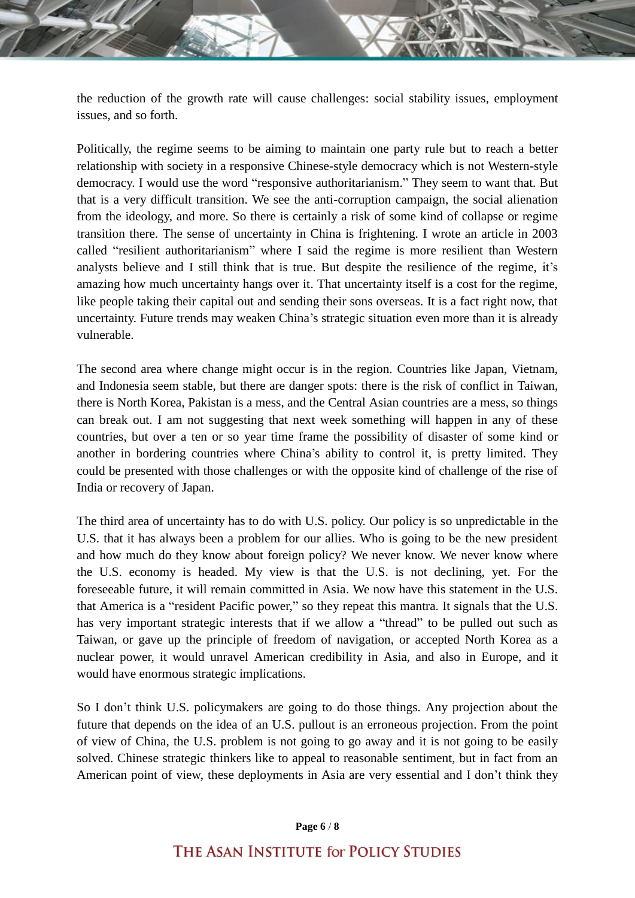the reduction of the growth rate will cause challenges: social stability issues, employment issues, and so forth.

Politically, the regime seems to be aiming to maintain one party rule but to reach a better relationship with society in a responsive Chinese-style democracy which is not Western-style democracy. I would use the word "responsive authoritarianism." They seem to want that. But that is a very difficult transition. We see the anti-corruption campaign, the social alienation from the ideology, and more. So there is certainly a risk of some kind of collapse or regime transition there. The sense of uncertainty in China is frightening. I wrote an article in 2003 called "resilient authoritarianism" where I said the regime is more resilient than Western analysts believe and I still think that is true. But despite the resilience of the regime, it's amazing how much uncertainty hangs over it. That uncertainty itself is a cost for the regime, like people taking their capital out and sending their sons overseas. It is a fact right now, that uncertainty. Future trends may weaken China's strategic situation even more than it is already vulnerable.

The second area where change might occur is in the region. Countries like Japan, Vietnam, and Indonesia seem stable, but there are danger spots: there is the risk of conflict in Taiwan, there is North Korea, Pakistan is a mess, and the Central Asian countries are a mess, so things can break out. I am not suggesting that next week something will happen in any of these countries, but over a ten or so year time frame the possibility of disaster of some kind or another in bordering countries where China's ability to control it, is pretty limited. They could be presented with those challenges or with the opposite kind of challenge of the rise of India or recovery of Japan.

The third area of uncertainty has to do with U.S. policy. Our policy is so unpredictable in the U.S. that it has always been a problem for our allies. Who is going to be the new president and how much do they know about foreign policy? We never know. We never know where the U.S. economy is headed. My view is that the U.S. is not declining, yet. For the foreseeable future, it will remain committed in Asia. We now have this statement in the U.S. that America is a "resident Pacific power," so they repeat this mantra. It signals that the U.S. has very important strategic interests that if we allow a "thread" to be pulled out such as Taiwan, or gave up the principle of freedom of navigation, or accepted North Korea as a nuclear power, it would unravel American credibility in Asia, and also in Europe, and it would have enormous strategic implications.

So I don't think U.S. policymakers are going to do those things. Any projection about the future that depends on the idea of an U.S. pullout is an erroneous projection. From the point of view of China, the U.S. problem is not going to go away and it is not going to be easily solved. Chinese strategic thinkers like to appeal to reasonable sentiment, but in fact from an American point of view, these deployments in Asia are very essential and I don't think they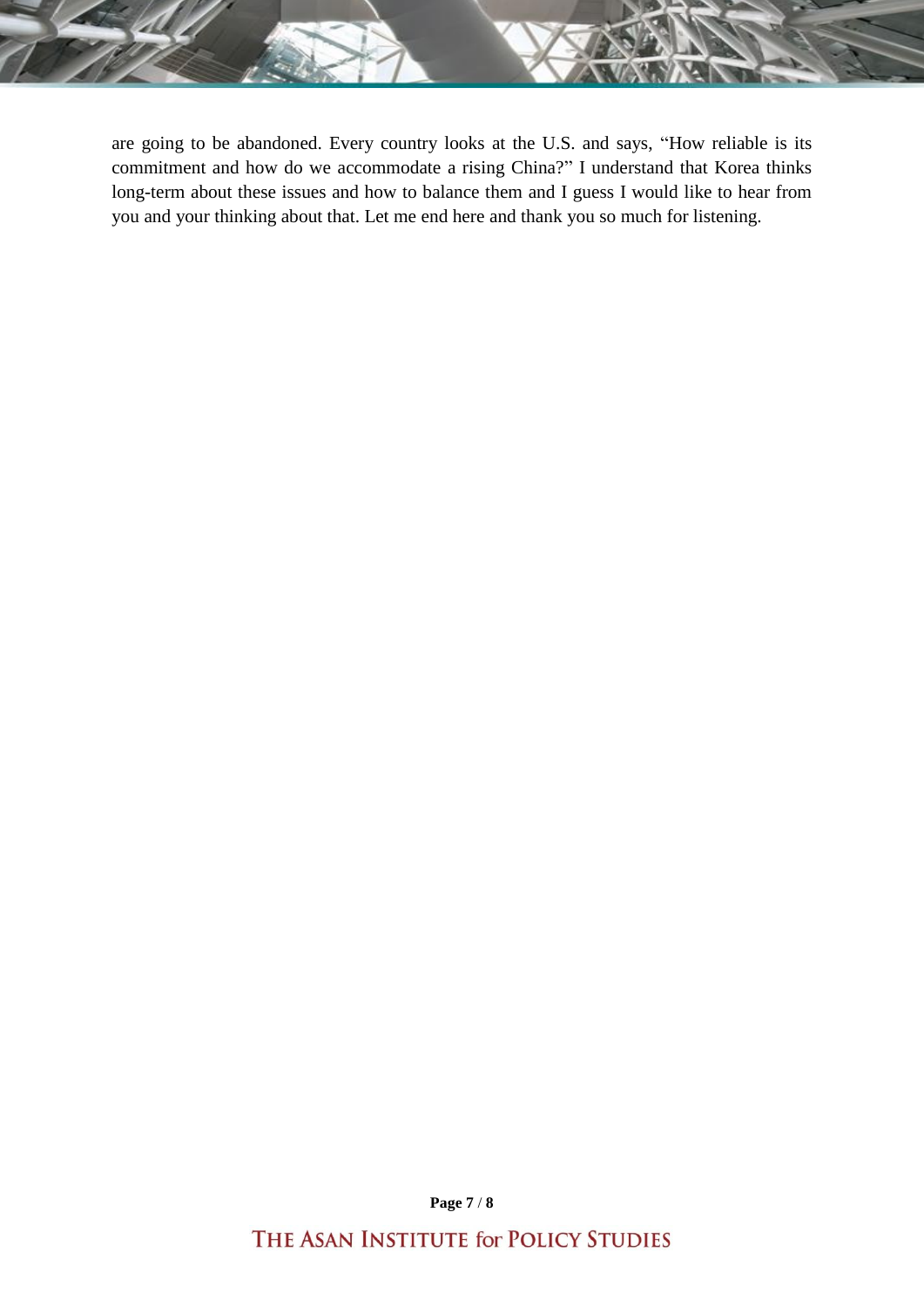are going to be abandoned. Every country looks at the U.S. and says, "How reliable is its commitment and how do we accommodate a rising China?" I understand that Korea thinks long-term about these issues and how to balance them and I guess I would like to hear from you and your thinking about that. Let me end here and thank you so much for listening.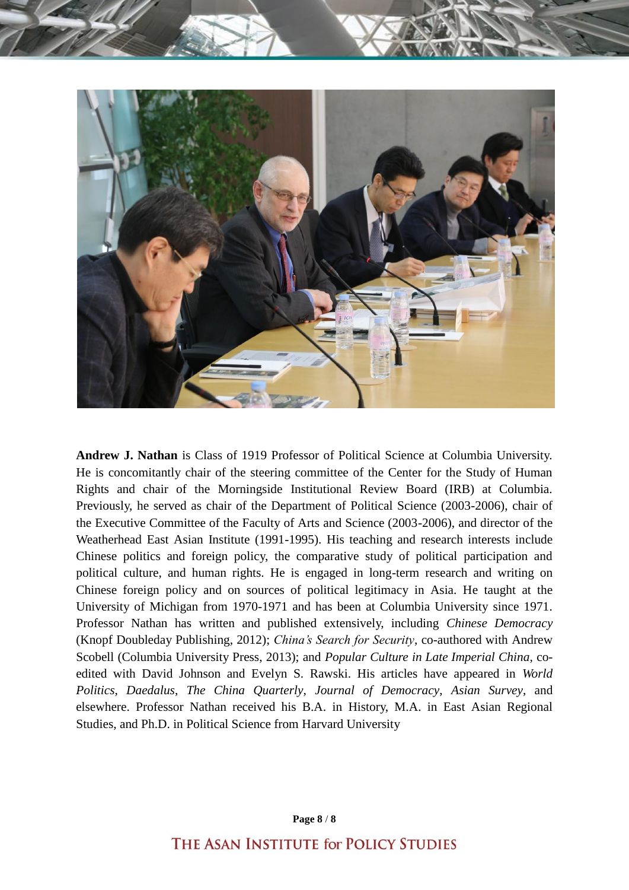**Andrew J. Nathan** is Class of 1919 Professor of Political Science at Columbia University. He is concomitantly chair of the steering committee of the Center for the Study of Human Rights and chair of the Morningside Institutional Review Board (IRB) at Columbia. Previously, he served as chair of the Department of Political Science (2003-2006), chair of the Executive Committee of the Faculty of Arts and Science (2003-2006), and director of the Weatherhead East Asian Institute (1991-1995). His teaching and research interests include Chinese politics and foreign policy, the comparative study of political participation and political culture, and human rights. He is engaged in long-term research and writing on Chinese foreign policy and on sources of political legitimacy in Asia. He taught at the University of Michigan from 1970-1971 and has been at Columbia University since 1971. Professor Nathan has written and published extensively, including *Chinese Democracy* (Knopf Doubleday Publishing, 2012); *China's Search for Security*, co-authored with Andrew Scobell (Columbia University Press, 2013); and *Popular Culture in Late Imperial China*, co-edited with David Johnson and Evelyn S. Rawski. His articles have appeared in *World Politics*, *Daedalus*, *The China Quarterly*, *Journal of Democracy*, *Asian Survey*, and elsewhere. Professor Nathan received his B.A. in History, M.A. in East Asian Regional Studies, and Ph.D. in Political Science from Harvard University